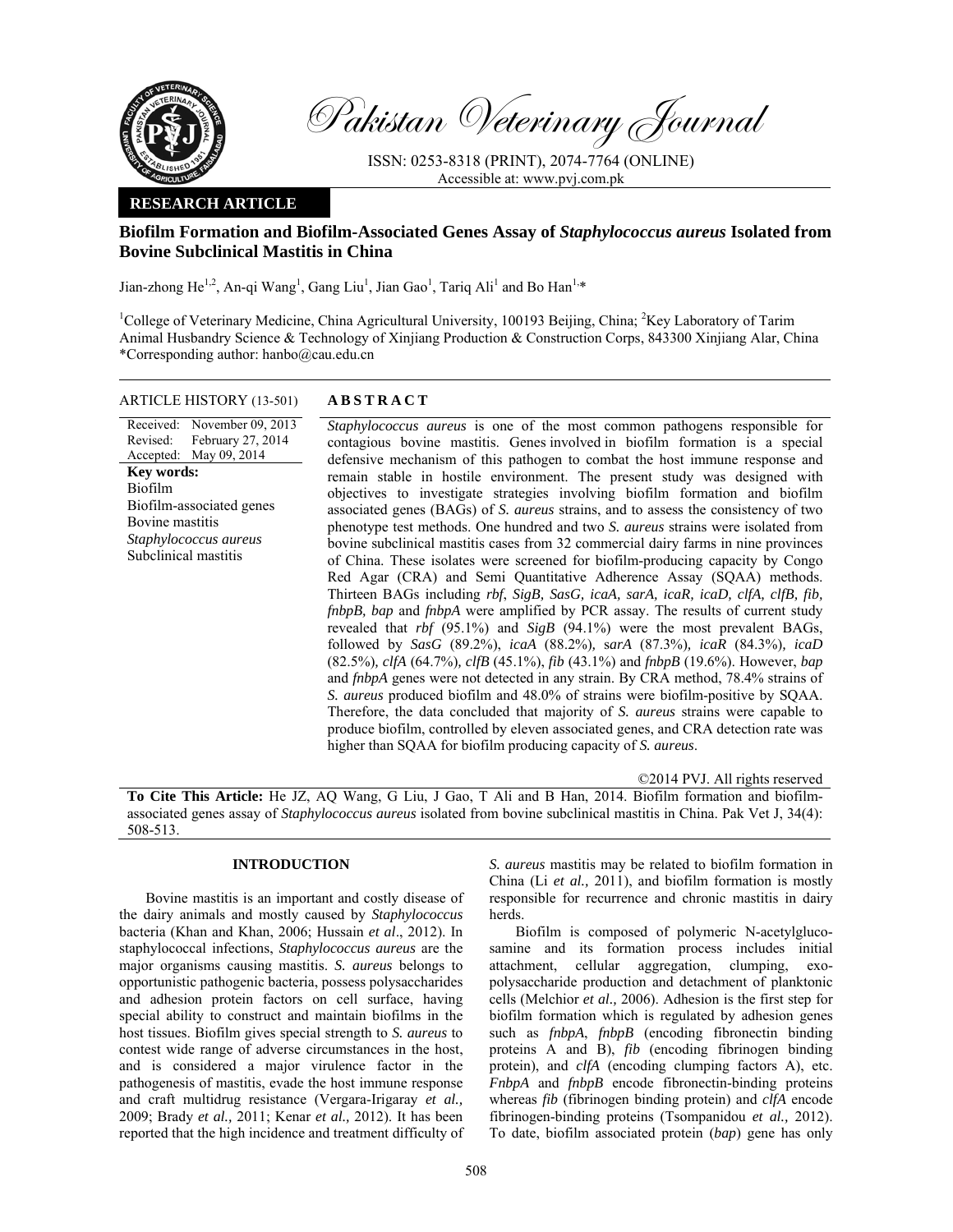# Pakistan Veterinary Journal

ISSN: 0253-8318 (PRINT), 2074-7764 (ONLINE)
Accessible at: www.pvj.com.pk

**RESEARCH ARTICLE**

## Biofilm Formation and Biofilm-Associated Genes Assay of *Staphylococcus aureus* Isolated from Bovine Subclinical Mastitis in China

Jian-zhong He[1,2], An-qi Wang[1], Gang Liu[1], Jian Gao[1], Tariq Ali[1] and Bo Han[1,*]

[1]College of Veterinary Medicine, China Agricultural University, 100193 Beijing, China; [2]Key Laboratory of Tarim Animal Husbandry Science & Technology of Xinjiang Production & Construction Corps, 843300 Xinjiang Alar, China
*Corresponding author: hanbo@cau.edu.cn

**ARTICLE HISTORY** (13-501)

Received: November 09, 2013
Revised: February 27, 2014
Accepted: May 09, 2014

**Key words:**
Biofilm
Biofilm-associated genes
Bovine mastitis
*Staphylococcus aureus*
Subclinical mastitis

**ABSTRACT**

*Staphylococcus aureus* is one of the most common pathogens responsible for contagious bovine mastitis. Genes involved in biofilm formation is a special defensive mechanism of this pathogen to combat the host immune response and remain stable in hostile environment. The present study was designed with objectives to investigate strategies involving biofilm formation and biofilm associated genes (BAGs) of *S. aureus* strains, and to assess the consistency of two phenotype test methods. One hundred and two *S. aureus* strains were isolated from bovine subclinical mastitis cases from 32 commercial dairy farms in nine provinces of China. These isolates were screened for biofilm-producing capacity by Congo Red Agar (CRA) and Semi Quantitative Adherence Assay (SQAA) methods. Thirteen BAGs including *rbf*, *SigB*, *SasG, icaA*, *sarA*, *icaR*, *icaD*, *clfA*, *clfB*, *fib*, *fnbpB*, *bap* and *fnbpA* were amplified by PCR assay. The results of current study revealed that *rbf* (95.1%) and *SigB* (94.1%) were the most prevalent BAGs, followed by *SasG* (89.2%), *icaA* (88.2%), *sarA* (87.3%), *icaR* (84.3%), *icaD* (82.5%), *clfA* (64.7%), *clfB* (45.1%), *fib* (43.1%) and *fnbpB* (19.6%). However, *bap* and *fnbpA* genes were not detected in any strain. By CRA method, 78.4% strains of *S. aureus* produced biofilm and 48.0% of strains were biofilm-positive by SQAA. Therefore, the data concluded that majority of *S. aureus* strains were capable to produce biofilm, controlled by eleven associated genes, and CRA detection rate was higher than SQAA for biofilm producing capacity of *S. aureus*.

©2014 PVJ. All rights reserved

**To Cite This Article:** He JZ, AQ Wang, G Liu, J Gao, T Ali and B Han, 2014. Biofilm formation and biofilm-associated genes assay of *Staphylococcus aureus* isolated from bovine subclinical mastitis in China. Pak Vet J, 34(4): 508-513.

## INTRODUCTION

Bovine mastitis is an important and costly disease of the dairy animals and mostly caused by *Staphylococcus* bacteria (Khan and Khan, 2006; Hussain *et al*., 2012). In staphylococcal infections, *Staphylococcus aureus* are the major organisms causing mastitis. *S. aureus* belongs to opportunistic pathogenic bacteria, possess polysaccharides and adhesion protein factors on cell surface, having special ability to construct and maintain biofilms in the host tissues. Biofilm gives special strength to *S. aureus* to contest wide range of adverse circumstances in the host, and is considered a major virulence factor in the pathogenesis of mastitis, evade the host immune response and craft multidrug resistance (Vergara-Irigaray *et al.,* 2009; Brady *et al.,* 2011; Kenar *et al.,* 2012). It has been reported that the high incidence and treatment difficulty of *S. aureus* mastitis may be related to biofilm formation in China (Li *et al.,* 2011), and biofilm formation is mostly responsible for recurrence and chronic mastitis in dairy herds.

Biofilm is composed of polymeric N-acetylglucosamine and its formation process includes initial attachment, cellular aggregation, clumping, exo-polysaccharide production and detachment of planktonic cells (Melchior *et al.,* 2006). Adhesion is the first step for biofilm formation which is regulated by adhesion genes such as *fnbpA*, *fnbpB* (encoding fibronectin binding proteins A and B), *fib* (encoding fibrinogen binding protein), and *clfA* (encoding clumping factors A), etc. *FnbpA* and *fnbpB* encode fibronectin-binding proteins whereas *fib* (fibrinogen binding protein) and *clfA* encode fibrinogen-binding proteins (Tsompanidou *et al.,* 2012). To date, biofilm associated protein (*bap*) gene has only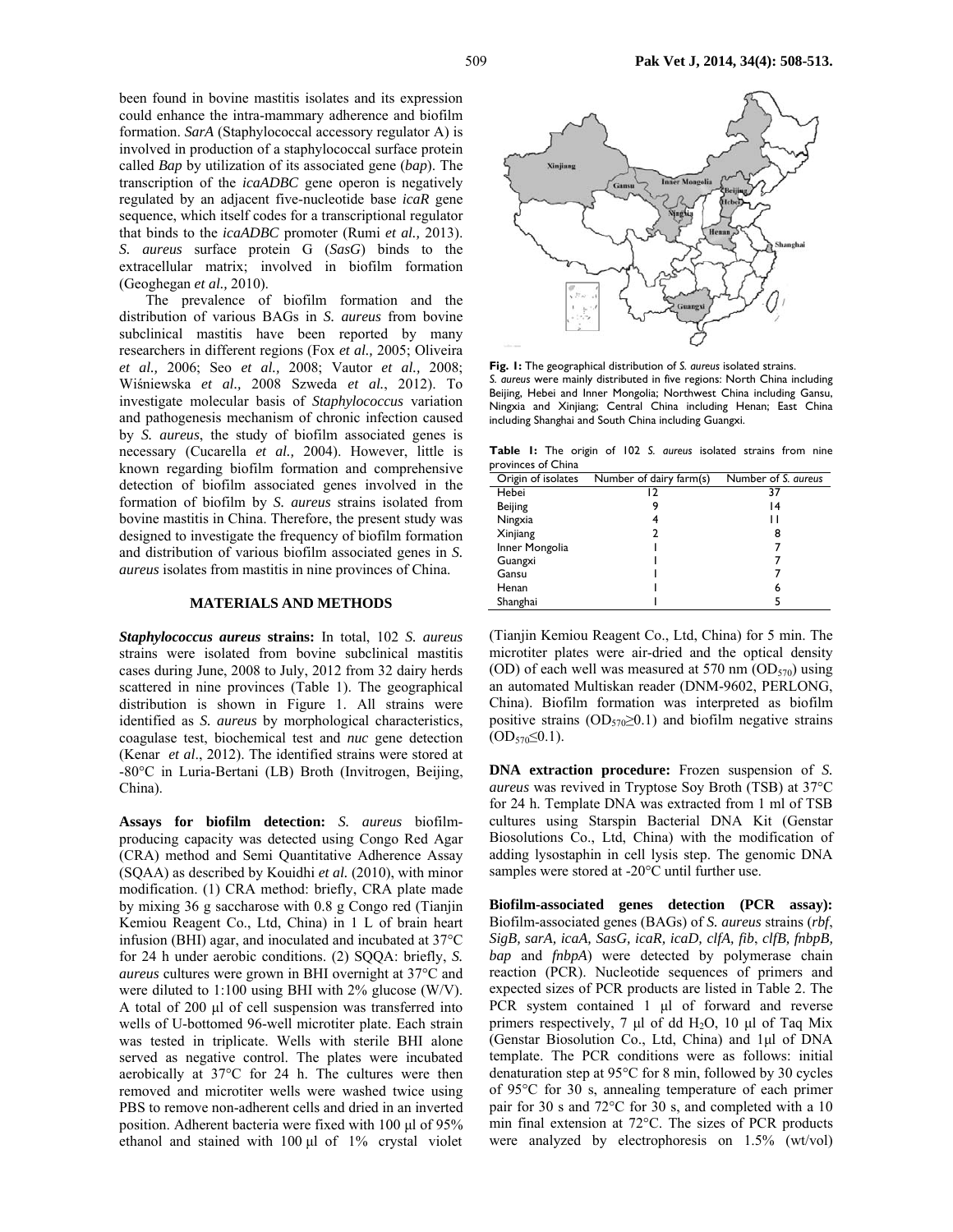been found in bovine mastitis isolates and its expression could enhance the intra-mammary adherence and biofilm formation. *SarA* (Staphylococcal accessory regulator A) is involved in production of a staphylococcal surface protein called *Bap* by utilization of its associated gene (*bap*). The transcription of the *icaADBC* gene operon is negatively regulated by an adjacent five-nucleotide base *icaR* gene sequence, which itself codes for a transcriptional regulator that binds to the *icaADBC* promoter (Rumi *et al.,* 2013). *S. aureus* surface protein G (*SasG*) binds to the extracellular matrix; involved in biofilm formation (Geoghegan *et al.,* 2010).

The prevalence of biofilm formation and the distribution of various BAGs in *S. aureus* from bovine subclinical mastitis have been reported by many researchers in different regions (Fox *et al.,* 2005; Oliveira *et al.,* 2006; Seo *et al.,* 2008; Vautor *et al.,* 2008; Wiśniewska *et al.,* 2008 Szweda *et al.*, 2012). To investigate molecular basis of *Staphylococcus* variation and pathogenesis mechanism of chronic infection caused by *S. aureus*, the study of biofilm associated genes is necessary (Cucarella *et al.,* 2004). However, little is known regarding biofilm formation and comprehensive detection of biofilm associated genes involved in the formation of biofilm by *S. aureus* strains isolated from bovine mastitis in China. Therefore, the present study was designed to investigate the frequency of biofilm formation and distribution of various biofilm associated genes in *S. aureus* isolates from mastitis in nine provinces of China.

## MATERIALS AND METHODS

***Staphylococcus aureus* strains:** In total, 102 *S. aureus* strains were isolated from bovine subclinical mastitis cases during June, 2008 to July, 2012 from 32 dairy herds scattered in nine provinces (Table 1). The geographical distribution is shown in Figure 1. All strains were identified as *S. aureus* by morphological characteristics, coagulase test, biochemical test and *nuc* gene detection (Kenar *et al*., 2012). The identified strains were stored at -80°C in Luria-Bertani (LB) Broth (Invitrogen, Beijing, China).

**Fig. 1:** The geographical distribution of *S. aureus* isolated strains. *S. aureus* were mainly distributed in five regions: North China including Beijing, Hebei and Inner Mongolia; Northwest China including Gansu, Ningxia and Xinjiang; Central China including Henan; East China including Shanghai and South China including Guangxi.

**Table 1:** The origin of 102 *S. aureus* isolated strains from nine provinces of China

| Origin of isolates | Number of dairy farm(s) | Number of *S. aureus* |
|---|---|---|
| Hebei | 12 | 37 |
| Beijing | 9 | 14 |
| Ningxia | 4 | 11 |
| Xinjiang | 2 | 8 |
| Inner Mongolia | 1 | 7 |
| Guangxi | 1 | 7 |
| Gansu | 1 | 7 |
| Henan | 1 | 6 |
| Shanghai | 1 | 5 |

**Assays for biofilm detection:** *S. aureus* biofilm-producing capacity was detected using Congo Red Agar (CRA) method and Semi Quantitative Adherence Assay (SQAA) as described by Kouidhi *et al.* (2010), with minor modification. (1) CRA method: briefly, CRA plate made by mixing 36 g saccharose with 0.8 g Congo red (Tianjin Kemiou Reagent Co., Ltd, China) in 1 L of brain heart infusion (BHI) agar, and inoculated and incubated at 37°C for 24 h under aerobic conditions. (2) SQQA: briefly, *S. aureus* cultures were grown in BHI overnight at 37°C and were diluted to 1:100 using BHI with 2% glucose (W/V). A total of 200 µl of cell suspension was transferred into wells of U-bottomed 96-well microtiter plate. Each strain was tested in triplicate. Wells with sterile BHI alone served as negative control. The plates were incubated aerobically at 37°C for 24 h. The cultures were then removed and microtiter wells were washed twice using PBS to remove non-adherent cells and dried in an inverted position. Adherent bacteria were fixed with 100 µl of 95% ethanol and stained with 100 µl of 1% crystal violet (Tianjin Kemiou Reagent Co., Ltd, China) for 5 min. The microtiter plates were air-dried and the optical density (OD) of each well was measured at 570 nm ($OD_{570}$) using an automated Multiskan reader (DNM-9602, PERLONG, China). Biofilm formation was interpreted as biofilm positive strains ($OD_{570} \geq 0.1$) and biofilm negative strains ($OD_{570} \leq 0.1$).

**DNA extraction procedure:** Frozen suspension of *S. aureus* was revived in Tryptose Soy Broth (TSB) at 37°C for 24 h. Template DNA was extracted from 1 ml of TSB cultures using Starspin Bacterial DNA Kit (Genstar Biosolutions Co., Ltd, China) with the modification of adding lysostaphin in cell lysis step. The genomic DNA samples were stored at -20°C until further use.

**Biofilm-associated genes detection (PCR assay):** Biofilm-associated genes (BAGs) of *S. aureus* strains (*rbf*, *SigB, sarA, icaA, SasG, icaR, icaD, clfA, fib*, *clfB, fnbpB, bap* and *fnbpA*) were detected by polymerase chain reaction (PCR). Nucleotide sequences of primers and expected sizes of PCR products are listed in Table 2. The PCR system contained 1 µl of forward and reverse primers respectively, 7 µl of dd $H_2O$, 10 µl of Taq Mix (Genstar Biosolution Co., Ltd, China) and 1µl of DNA template. The PCR conditions were as follows: initial denaturation step at 95°C for 8 min, followed by 30 cycles of 95°C for 30 s, annealing temperature of each primer pair for 30 s and 72°C for 30 s, and completed with a 10 min final extension at 72°C. The sizes of PCR products were analyzed by electrophoresis on 1.5% (wt/vol)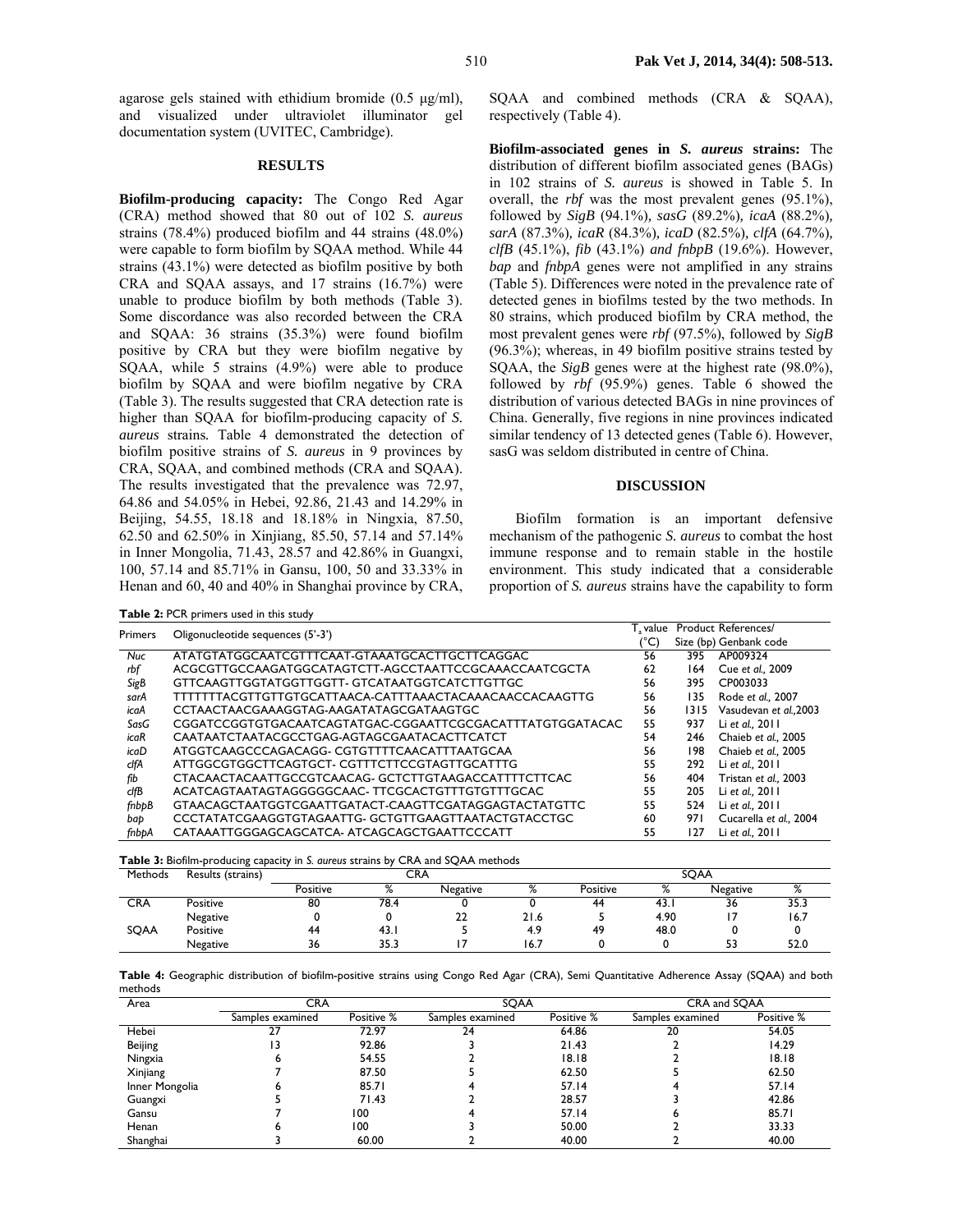agarose gels stained with ethidium bromide (0.5 μg/ml), and visualized under ultraviolet illuminator gel documentation system (UVITEC, Cambridge).

## RESULTS

**Biofilm-producing capacity:** The Congo Red Agar (CRA) method showed that 80 out of 102 *S. aureus* strains (78.4%) produced biofilm and 44 strains (48.0%) were capable to form biofilm by SQAA method. While 44 strains (43.1%) were detected as biofilm positive by both CRA and SQAA assays, and 17 strains (16.7%) were unable to produce biofilm by both methods (Table 3). Some discordance was also recorded between the CRA and SQAA: 36 strains (35.3%) were found biofilm positive by CRA but they were biofilm negative by SQAA, while 5 strains (4.9%) were able to produce biofilm by SQAA and were biofilm negative by CRA (Table 3). The results suggested that CRA detection rate is higher than SQAA for biofilm-producing capacity of *S. aureus* strains*.* Table 4 demonstrated the detection of biofilm positive strains of *S. aureus* in 9 provinces by CRA, SQAA, and combined methods (CRA and SQAA). The results investigated that the prevalence was 72.97, 64.86 and 54.05% in Hebei, 92.86, 21.43 and 14.29% in Beijing, 54.55, 18.18 and 18.18% in Ningxia, 87.50, 62.50 and 62.50% in Xinjiang, 85.50, 57.14 and 57.14% in Inner Mongolia, 71.43, 28.57 and 42.86% in Guangxi, 100, 57.14 and 85.71% in Gansu, 100, 50 and 33.33% in Henan and 60, 40 and 40% in Shanghai province by CRA, SQAA and combined methods (CRA & SQAA), respectively (Table 4).

**Biofilm-associated genes in *S. aureus* strains:** The distribution of different biofilm associated genes (BAGs) in 102 strains of *S. aureus* is showed in Table 5. In overall, the *rbf* was the most prevalent genes (95.1%), followed by *SigB* (94.1%), *sasG* (89.2%), *icaA* (88.2%), *sarA* (87.3%), *icaR* (84.3%), *icaD* (82.5%), *clfA* (64.7%), *clfB* (45.1%), *fib* (43.1%) *and fnbpB* (19.6%). However, *bap* and *fnbpA* genes were not amplified in any strains (Table 5). Differences were noted in the prevalence rate of detected genes in biofilms tested by the two methods. In 80 strains, which produced biofilm by CRA method, the most prevalent genes were *rbf* (97.5%), followed by *SigB* (96.3%); whereas, in 49 biofilm positive strains tested by SQAA, the *SigB* genes were at the highest rate (98.0%), followed by *rbf* (95.9%) genes. Table 6 showed the distribution of various detected BAGs in nine provinces of China. Generally, five regions in nine provinces indicated similar tendency of 13 detected genes (Table 6). However, sasG was seldom distributed in centre of China.

## DISCUSSION

Biofilm formation is an important defensive mechanism of the pathogenic *S. aureus* to combat the host immune response and to remain stable in the hostile environment. This study indicated that a considerable proportion of *S. aureus* strains have the capability to form

**Table 2:** PCR primers used in this study

| Primers | Oligonucleotide sequences (5'-3') | $T_a$ value (°C) | Product Size (bp) | References/ Genbank code |
|---|---|---|---|---|
| *Nuc* | ATATGTATGGCAATCGTTTCAAT-GTAAATGCACTTGCTTCAGGAC | 56 | 395 | AP009324 |
| *rbf* | ACGCGTTGCCAAGATGGCATAGTCTT-AGCCTAATTCCGCAAACCAATCGCTA | 62 | 164 | Cue *et al.,* 2009 |
| *SigB* | GTTCAAGTTGGTATGGTTGGTT- GTCATAATGGTCATCTTGTTGC | 56 | 395 | CP003033 |
| *sarA* | TTTTTTTACGTTGTTGTGCATTAACA-CATTTAAACTACAAACAACCACAAGTTG | 56 | 135 | Rode *et al.,* 2007 |
| *icaA* | CCTAACTAACGAAAGGTAG-AAGATATAGCGATAAGTGC | 56 | 1315 | Vasudevan *et al.,*2003 |
| *SasG* | CGGATCCGGTGTGACAATCAGTATGAC-CGGAATTCGCGACATTTATGTGGATACAC | 55 | 937 | Li *et al.,* 2011 |
| *icaR* | CAATAATCTAATACGCCTGAG-AGTAGCGAATACACTTCATCT | 54 | 246 | Chaieb *et al.,* 2005 |
| *icaD* | ATGGTCAAGCCCAGACAGG- CGTGTTTTCAACATTTAATGCAA | 56 | 198 | Chaieb *et al.,* 2005 |
| *clfA* | ATTGGCGTGGCTTCAGTGCT- CGTTTCTTCCGTAGTTGCATTTG | 55 | 292 | Li *et al.,* 2011 |
| *fib* | CTACAACTACAATTGCCGTCAACAG- GCTCTTGTAAGACCATTTTCTTCAC | 56 | 404 | Tristan *et al.,* 2003 |
| *clfB* | ACATCAGTAATAGTAGGGGGCAAC- TTCGCACTGTTTGTGTTTGCAC | 55 | 205 | Li *et al.,* 2011 |
| *fnbpB* | GTAACAGCTAATGGTCGAATTGATACT-CAAGTTCGATAGGAGTACTATGTTC | 55 | 524 | Li *et al.,* 2011 |
| *bap* | CCCTATATCGAAGGTGTAGAATTG- GCTGTTGAAGTTAATACTGTACCTGC | 60 | 971 | Cucarella *et al.,* 2004 |
| *fnbpA* | CATAAATTGGGAGCAGCATCA- ATCAGCAGCTGAATTCCCATT | 55 | 127 | Li *et al.,* 2011 |

**Table 3:** Biofilm-producing capacity in *S. aureus* strains by CRA and SQAA methods

| Methods | Results (strains) | CRA | | | | SQAA | | | |
|---|---|---|---|---|---|---|---|---|---|
| | | Positive | % | Negative | % | Positive | % | Negative | % |
| CRA | Positive | 80 | 78.4 | 0 | 0 | 44 | 43.1 | 36 | 35.3 |
| | Negative | 0 | 0 | 22 | 21.6 | 5 | 4.90 | 17 | 16.7 |
| SQAA | Positive | 44 | 43.1 | 5 | 4.9 | 49 | 48.0 | 0 | 0 |
| | Negative | 36 | 35.3 | 17 | 16.7 | 0 | 0 | 53 | 52.0 |

**Table 4:** Geographic distribution of biofilm-positive strains using Congo Red Agar (CRA), Semi Quantitative Adherence Assay (SQAA) and both methods

| Area | CRA | | SQAA | | CRA and SQAA | |
|---|---|---|---|---|---|---|
| | Samples examined | Positive % | Samples examined | Positive % | Samples examined | Positive % |
| Hebei | 27 | 72.97 | 24 | 64.86 | 20 | 54.05 |
| Beijing | 13 | 92.86 | 3 | 21.43 | 2 | 14.29 |
| Ningxia | 6 | 54.55 | 2 | 18.18 | 2 | 18.18 |
| Xinjiang | 7 | 87.50 | 5 | 62.50 | 5 | 62.50 |
| Inner Mongolia | 6 | 85.71 | 4 | 57.14 | 4 | 57.14 |
| Guangxi | 5 | 71.43 | 2 | 28.57 | 3 | 42.86 |
| Gansu | 7 | 100 | 4 | 57.14 | 6 | 85.71 |
| Henan | 6 | 100 | 3 | 50.00 | 2 | 33.33 |
| Shanghai | 3 | 60.00 | 2 | 40.00 | 2 | 40.00 |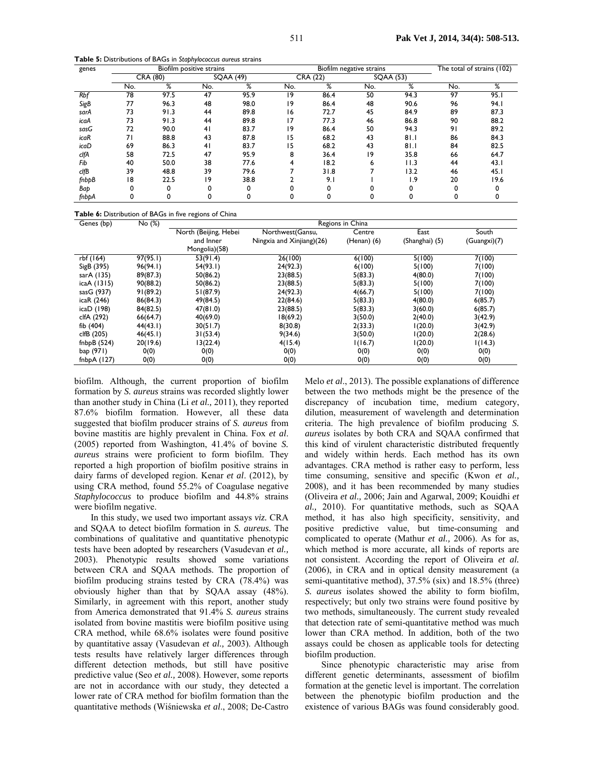**Table 5:** Distributions of BAGs in *Staphylococcus aureus* strains

| genes | Biofilm positive strains | | | | Biofilm negative strains | | | | The total of strains (102) | |
|---|---|---|---|---|---|---|---|---|---|---|
| | CRA (80) | | SQAA (49) | | CRA (22) | | SQAA (53) | | | |
| | No. | % | No. | % | No. | % | No. | % | No. | % |
| *Rbf* | 78 | 97.5 | 47 | 95.9 | 19 | 86.4 | 50 | 94.3 | 97 | 95.1 |
| *SigB* | 77 | 96.3 | 48 | 98.0 | 19 | 86.4 | 48 | 90.6 | 96 | 94.1 |
| *sarA* | 73 | 91.3 | 44 | 89.8 | 16 | 72.7 | 45 | 84.9 | 89 | 87.3 |
| *icaA* | 73 | 91.3 | 44 | 89.8 | 17 | 77.3 | 46 | 86.8 | 90 | 88.2 |
| *sasG* | 72 | 90.0 | 41 | 83.7 | 19 | 86.4 | 50 | 94.3 | 91 | 89.2 |
| *icaR* | 71 | 88.8 | 43 | 87.8 | 15 | 68.2 | 43 | 81.1 | 86 | 84.3 |
| *icaD* | 69 | 86.3 | 41 | 83.7 | 15 | 68.2 | 43 | 81.1 | 84 | 82.5 |
| *clfA* | 58 | 72.5 | 47 | 95.9 | 8 | 36.4 | 19 | 35.8 | 66 | 64.7 |
| *Fib* | 40 | 50.0 | 38 | 77.6 | 4 | 18.2 | 6 | 11.3 | 44 | 43.1 |
| *clfB* | 39 | 48.8 | 39 | 79.6 | 7 | 31.8 | 7 | 13.2 | 46 | 45.1 |
| *fnbpB* | 18 | 22.5 | 19 | 38.8 | 2 | 9.1 | 1 | 1.9 | 20 | 19.6 |
| *Bap* | 0 | 0 | 0 | 0 | 0 | 0 | 0 | 0 | 0 | 0 |
| *fnbpA* | 0 | 0 | 0 | 0 | 0 | 0 | 0 | 0 | 0 | 0 |

**Table 6:** Distribution of BAGs in five regions of China

| Genes (bp) | No (%) | Regions in China | | | | |
|---|---|---|---|---|---|---|
| | | North (Beijing, Hebei and Inner Mongolia)(58) | Northwest(Gansu, Ningxia and Xinjiang)(26) | Centre (Henan) (6) | East (Shanghai) (5) | South (Guangxi)(7) |
| rbf (164) | 97(95.1) | 53(91.4) | 26(100) | 6(100) | 5(100) | 7(100) |
| SigB (395) | 96(94.1) | 54(93.1) | 24(92.3) | 6(100) | 5(100) | 7(100) |
| sarA (135) | 89(87.3) | 50(86.2) | 23(88.5) | 5(83.3) | 4(80.0) | 7(100) |
| icaA (1315) | 90(88.2) | 50(86.2) | 23(88.5) | 5(83.3) | 5(100) | 7(100) |
| sasG (937) | 91(89.2) | 51(87.9) | 24(92.3) | 4(66.7) | 5(100) | 7(100) |
| icaR (246) | 86(84.3) | 49(84.5) | 22(84.6) | 5(83.3) | 4(80.0) | 6(85.7) |
| icaD (198) | 84(82.5) | 47(81.0) | 23(88.5) | 5(83.3) | 3(60.0) | 6(85.7) |
| clfA (292) | 66(64.7) | 40(69.0) | 18(69.2) | 3(50.0) | 2(40.0) | 3(42.9) |
| fib (404) | 44(43.1) | 30(51.7) | 8(30.8) | 2(33.3) | 1(20.0) | 3(42.9) |
| clfB (205) | 46(45.1) | 31(53.4) | 9(34.6) | 3(50.0) | 1(20.0) | 2(28.6) |
| fnbpB (524) | 20(19.6) | 13(22.4) | 4(15.4) | 1(16.7) | 1(20.0) | 1(14.3) |
| bap (971) | 0(0) | 0(0) | 0(0) | 0(0) | 0(0) | 0(0) |
| fnbpA (127) | 0(0) | 0(0) | 0(0) | 0(0) | 0(0) | 0(0) |

biofilm. Although, the current proportion of biofilm formation by *S. aureus* strains was recorded slightly lower than another study in China (Li *et al.,* 2011), they reported 87.6% biofilm formation. However, all these data suggested that biofilm producer strains of *S. aureus* from bovine mastitis are highly prevalent in China. Fox *et al*. (2005) reported from Washington, 41.4% of bovine *S. aureus* strains were proficient to form biofilm. They reported a high proportion of biofilm positive strains in dairy farms of developed region. Kenar *et al*. (2012), by using CRA method, found 55.2% of Coagulase negative *Staphylococcus* to produce biofilm and 44.8% strains were biofilm negative.

In this study, we used two important assays *viz.* CRA and SQAA to detect biofilm formation in *S. aureus.* The combinations of qualitative and quantitative phenotypic tests have been adopted by researchers (Vasudevan *et al.,* 2003). Phenotypic results showed some variations between CRA and SQAA methods. The proportion of biofilm producing strains tested by CRA (78.4%) was obviously higher than that by SQAA assay (48%). Similarly, in agreement with this report, another study from America demonstrated that 91.4% *S. aureus* strains isolated from bovine mastitis were biofilm positive using CRA method, while 68.6% isolates were found positive by quantitative assay (Vasudevan *et al.,* 2003). Although tests results have relatively larger differences through different detection methods, but still have positive predictive value (Seo *et al.,* 2008). However, some reports are not in accordance with our study, they detected a lower rate of CRA method for biofilm formation than the quantitative methods (Wiśniewska *et al*., 2008; De-Castro Melo *et al*., 2013). The possible explanations of difference between the two methods might be the presence of the discrepancy of incubation time, medium category, dilution, measurement of wavelength and determination criteria. The high prevalence of biofilm producing *S. aureus* isolates by both CRA and SQAA confirmed that this kind of virulent characteristic distributed frequently and widely within herds. Each method has its own advantages. CRA method is rather easy to perform, less time consuming, sensitive and specific (Kwon *et al.,* 2008), and it has been recommended by many studies (Oliveira *et al.,* 2006; Jain and Agarwal, 2009; Kouidhi *et al.,* 2010). For quantitative methods, such as SQAA method, it has also high specificity, sensitivity, and positive predictive value, but time-consuming and complicated to operate (Mathur *et al.,* 2006). As for as, which method is more accurate, all kinds of reports are not consistent. According the report of Oliveira *et al.* (2006), in CRA and in optical density measurement (a semi-quantitative method), 37.5% (six) and 18.5% (three) *S. aureus* isolates showed the ability to form biofilm, respectively; but only two strains were found positive by two methods, simultaneously. The current study revealed that detection rate of semi-quantitative method was much lower than CRA method. In addition, both of the two assays could be chosen as applicable tools for detecting biofilm production.

Since phenotypic characteristic may arise from different genetic determinants, assessment of biofilm formation at the genetic level is important. The correlation between the phenotypic biofilm production and the existence of various BAGs was found considerably good.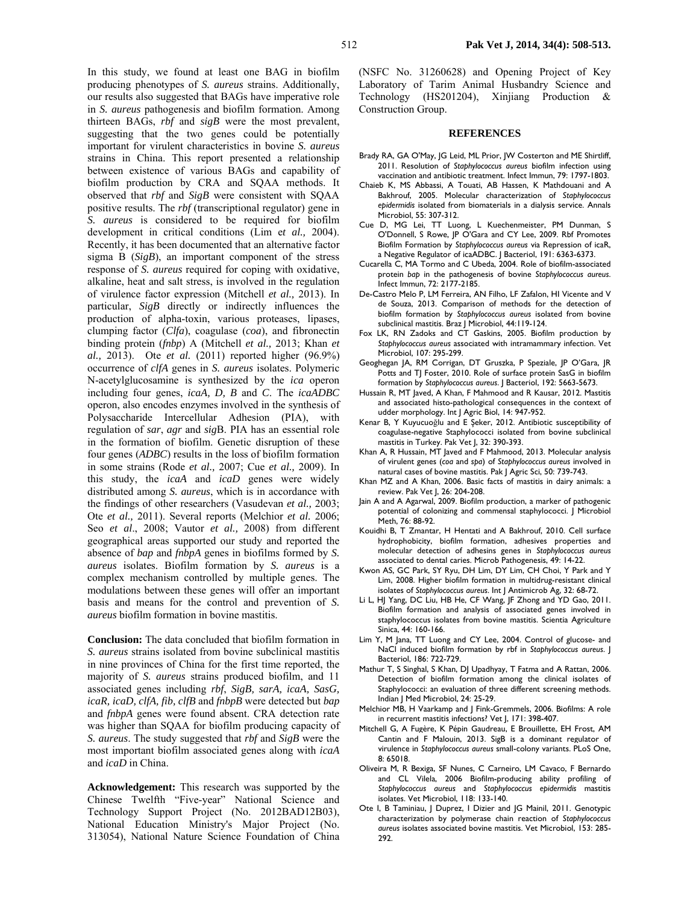In this study, we found at least one BAG in biofilm producing phenotypes of *S. aureus* strains. Additionally, our results also suggested that BAGs have imperative role in *S. aureus* pathogenesis and biofilm formation. Among thirteen BAGs, *rbf* and *sigB* were the most prevalent, suggesting that the two genes could be potentially important for virulent characteristics in bovine *S. aureus* strains in China. This report presented a relationship between existence of various BAGs and capability of biofilm production by CRA and SQAA methods. It observed that *rbf* and *SigB* were consistent with SQAA positive results. The *rbf* (transcriptional regulator) gene in *S. aureus* is considered to be required for biofilm development in critical conditions (Lim e*t al.,* 2004). Recently, it has been documented that an alternative factor sigma B (*SigB*), an important component of the stress response of *S. aureus* required for coping with oxidative, alkaline, heat and salt stress, is involved in the regulation of virulence factor expression (Mitchell *et al.,* 2013). In particular, *SigB* directly or indirectly influences the production of alpha-toxin, various proteases, lipases, clumping factor (*Clfa*), coagulase (*coa*), and fibronectin binding protein (*fnbp*) A (Mitchell *et al.,* 2013; Khan *et al.,* 2013). Ote *et al.* (2011) reported higher (96.9%) occurrence of *clfA* genes in *S. aureus* isolates. Polymeric N-acetylglucosamine is synthesized by the *ica* operon including four genes, *icaA, D, B* and *C*. The *icaADBC* operon, also encodes enzymes involved in the synthesis of Polysaccharide Intercellular Adhesion (PIA), with regulation of *sar*, *agr* and *sig*B. PIA has an essential role in the formation of biofilm. Genetic disruption of these four genes (*ADBC*) results in the loss of biofilm formation in some strains (Rode *et al.,* 2007; Cue *et al.,* 2009). In this study, the *icaA* and *icaD* genes were widely distributed among *S. aureus*, which is in accordance with the findings of other researchers (Vasudevan *et al.,* 2003; Ote *et al.,* 2011). Several reports (Melchior *et al.* 2006; Seo *et al*., 2008; Vautor *et al.,* 2008) from different geographical areas supported our study and reported the absence of *bap* and *fnbpA* genes in biofilms formed by *S. aureus* isolates. Biofilm formation by *S. aureus* is a complex mechanism controlled by multiple genes. The modulations between these genes will offer an important basis and means for the control and prevention of *S. aureus* biofilm formation in bovine mastitis.

**Conclusion:** The data concluded that biofilm formation in *S. aureus* strains isolated from bovine subclinical mastitis in nine provinces of China for the first time reported, the majority of *S. aureus* strains produced biofilm, and 11 associated genes including *rbf*, *SigB, sarA, icaA, SasG, icaR, icaD, clfA, fib, clfB* and *fnbpB* were detected but *bap* and *fnbpA* genes were found absent. CRA detection rate was higher than SQAA for biofilm producing capacity of *S. aureus*. The study suggested that *rbf* and *SigB* were the most important biofilm associated genes along with *icaA* and *icaD* in China.

**Acknowledgement:** This research was supported by the Chinese Twelfth "Five-year" National Science and Technology Support Project (No. 2012BAD12B03), National Education Ministry's Major Project (No. 313054), National Nature Science Foundation of China (NSFC No. 31260628) and Opening Project of Key Laboratory of Tarim Animal Husbandry Science and Technology (HS201204), Xinjiang Production & Construction Group.

## REFERENCES

Brady RA, GA O'May, JG Leid, ML Prior, JW Costerton and ME Shirtliff, 2011. Resolution of *Staphylococcus aureus* biofilm infection using vaccination and antibiotic treatment. Infect Immun, 79: 1797-1803.

Chaieb K, MS Abbassi, A Touati, AB Hassen, K Mathdouani and A Bakhrouf, 2005. Molecular characterization of *Staphylococcus epidermidis* isolated from biomaterials in a dialysis service. Annals Microbiol, 55: 307-312.

Cue D, MG Lei, TT Luong, L Kuechenmeister, PM Dunman, S O'Donnell, S Rowe, JP O'Gara and CY Lee, 2009. Rbf Promotes Biofilm Formation by *Staphylococcus aureus* via Repression of icaR, a Negative Regulator of icaADBC. J Bacteriol, 191: 6363-6373.

Cucarella C, MA Tormo and C Ubeda, 2004. Role of biofilm-associated protein *bap* in the pathogenesis of bovine *Staphylococcus aureus*. Infect Immun, 72: 2177-2185.

De-Castro Melo P, LM Ferreira, AN Filho, LF Zafalon, HI Vicente and V de Souza, 2013. Comparison of methods for the detection of biofilm formation by *Staphylococcus aureus* isolated from bovine subclinical mastitis. Braz J Microbiol, 44:119-124.

Fox LK, RN Zadoks and CT Gaskins, 2005. Biofilm production by *Staphylococcus aureus* associated with intramammary infection. Vet Microbiol, 107: 295-299.

Geoghegan JA, RM Corrigan, DT Gruszka, P Speziale, JP O'Gara, JR Potts and TJ Foster, 2010. Role of surface protein SasG in biofilm formation by *Staphylococcus aureus*. J Bacteriol, 192: 5663-5673.

Hussain R, MT Javed, A Khan, F Mahmood and R Kausar, 2012. Mastitis and associated histo-pathological consequences in the context of udder morphology. Int J Agric Biol, 14: 947-952.

Kenar B, Y Kuyucuoğlu and E Şeker, 2012. Antibiotic susceptibility of coagulase-negative Staphylococci isolated from bovine subclinical mastitis in Turkey. Pak Vet J, 32: 390-393.

Khan A, R Hussain, MT Javed and F Mahmood, 2013. Molecular analysis of virulent genes (*coa* and *spa*) of *Staphylococcus aureus* involved in natural cases of bovine mastitis. Pak J Agric Sci, 50: 739-743.

Khan MZ and A Khan, 2006. Basic facts of mastitis in dairy animals: a review. Pak Vet J, 26: 204-208.

Jain A and A Agarwal, 2009. Biofilm production, a marker of pathogenic potential of colonizing and commensal staphylococci. J Microbiol Meth, 76: 88-92.

Kouidhi B, T Zmantar, H Hentati and A Bakhrouf, 2010. Cell surface hydrophobicity, biofilm formation, adhesives properties and molecular detection of adhesins genes in *Staphylococcus aureus* associated to dental caries. Microb Pathogenesis, 49: 14-22.

Kwon AS, GC Park, SY Ryu, DH Lim, DY Lim, CH Choi, Y Park and Y Lim, 2008. Higher biofilm formation in multidrug-resistant clinical isolates of *Staphylococcus aureus*. Int J Antimicrob Ag, 32: 68-72.

Li L, HJ Yang, DC Liu, HB He, CF Wang, JF Zhong and YD Gao, 2011. Biofilm formation and analysis of associated genes involved in staphylococcus isolates from bovine mastitis. Scientia Agriculture Sinica, 44: 160-166.

Lim Y, M Jana, TT Luong and CY Lee, 2004. Control of glucose- and NaCl induced biofilm formation by rbf in *Staphylococcus aureus*. J Bacteriol, 186: 722-729.

Mathur T, S Singhal, S Khan, DJ Upadhyay, T Fatma and A Rattan, 2006. Detection of biofilm formation among the clinical isolates of Staphylococci: an evaluation of three different screening methods. Indian J Med Microbiol, 24: 25-29.

Melchior MB, H Vaarkamp and J Fink-Gremmels, 2006. Biofilms: A role in recurrent mastitis infections? Vet J, 171: 398-407.

Mitchell G, A Fugère, K Pépin Gaudreau, E Brouillette, EH Frost, AM Cantin and F Malouin, 2013. SigB is a dominant regulator of virulence in *Staphylococcus aureus* small-colony variants. PLoS One, 8: 65018.

Oliveira M, R Bexiga, SF Nunes, C Carneiro, LM Cavaco, F Bernardo and CL Vilela, 2006 Biofilm-producing ability profiling of *Staphylococcus aureus* and *Staphylococcus epidermidis* mastitis isolates. Vet Microbiol, 118: 133-140.

Ote I, B Taminiau, J Duprez, I Dizier and JG Mainil, 2011. Genotypic characterization by polymerase chain reaction of *Staphylococcus aureus* isolates associated bovine mastitis. Vet Microbiol, 153: 285-292.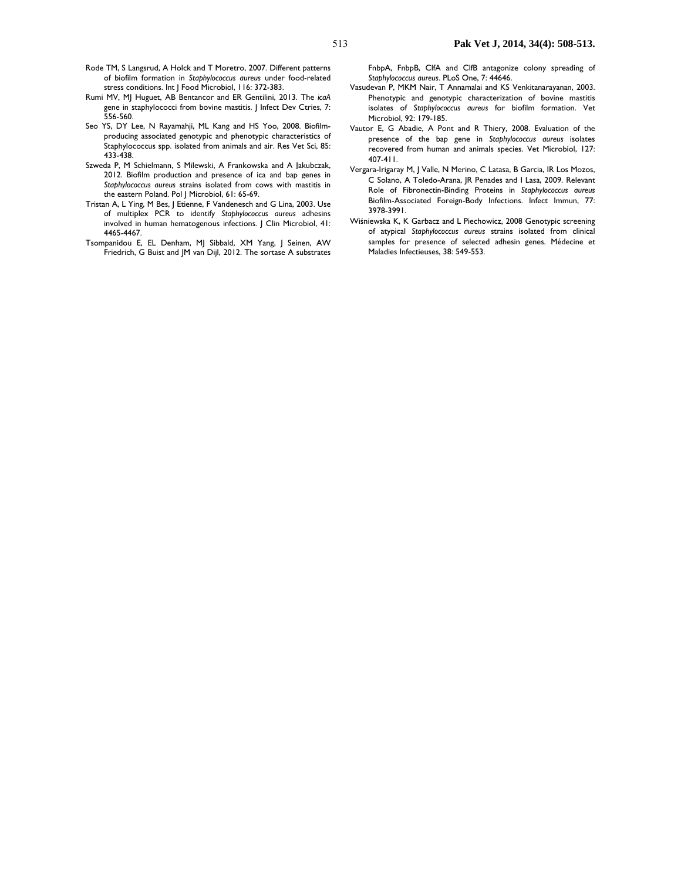Rode TM, S Langsrud, A Holck and T Moretro, 2007. Different patterns of biofilm formation in *Staphylococcus aureus* under food-related stress conditions. Int J Food Microbiol, 116: 372-383.

Rumi MV, MJ Huguet, AB Bentancor and ER Gentilini, 2013. The *icaA* gene in staphylococci from bovine mastitis. J Infect Dev Ctries, 7: 556-560.

Seo YS, DY Lee, N Rayamahji, ML Kang and HS Yoo, 2008. Biofilm-producing associated genotypic and phenotypic characteristics of Staphylococcus spp. isolated from animals and air. Res Vet Sci, 85: 433-438.

Szweda P, M Schielmann, S Milewski, A Frankowska and A Jakubczak, 2012. Biofilm production and presence of ica and bap genes in *Staphylococcus aureus* strains isolated from cows with mastitis in the eastern Poland. Pol J Microbiol, 61: 65-69.

Tristan A, L Ying, M Bes, J Etienne, F Vandenesch and G Lina, 2003. Use of multiplex PCR to identify *Staphylococcus aureus* adhesins involved in human hematogenous infections. J Clin Microbiol, 41: 4465-4467.

Tsompanidou E, EL Denham, MJ Sibbald, XM Yang, J Seinen, AW Friedrich, G Buist and JM van Dijl, 2012. The sortase A substrates FnbpA, FnbpB, ClfA and ClfB antagonize colony spreading of *Staphylococcus aureus*. PLoS One, 7: 44646.

Vasudevan P, MKM Nair, T Annamalai and KS Venkitanarayanan, 2003. Phenotypic and genotypic characterization of bovine mastitis isolates of *Staphylococcus aureus* for biofilm formation. Vet Microbiol, 92: 179-185.

Vautor E, G Abadie, A Pont and R Thiery, 2008. Evaluation of the presence of the bap gene in *Staphylococcus aureus* isolates recovered from human and animals species. Vet Microbiol, 127: 407-411.

Vergara-Irigaray M, J Valle, N Merino, C Latasa, B Garcia, IR Los Mozos, C Solano, A Toledo-Arana, JR Penades and I Lasa, 2009. Relevant Role of Fibronectin-Binding Proteins in *Staphylococcus aureus* Biofilm-Associated Foreign-Body Infections. Infect Immun, 77: 3978-3991.

Wiśniewska K, K Garbacz and L Piechowicz, 2008 Genotypic screening of atypical *Staphylococcus aureus* strains isolated from clinical samples for presence of selected adhesin genes. Médecine et Maladies Infectieuses, 38: 549-553.